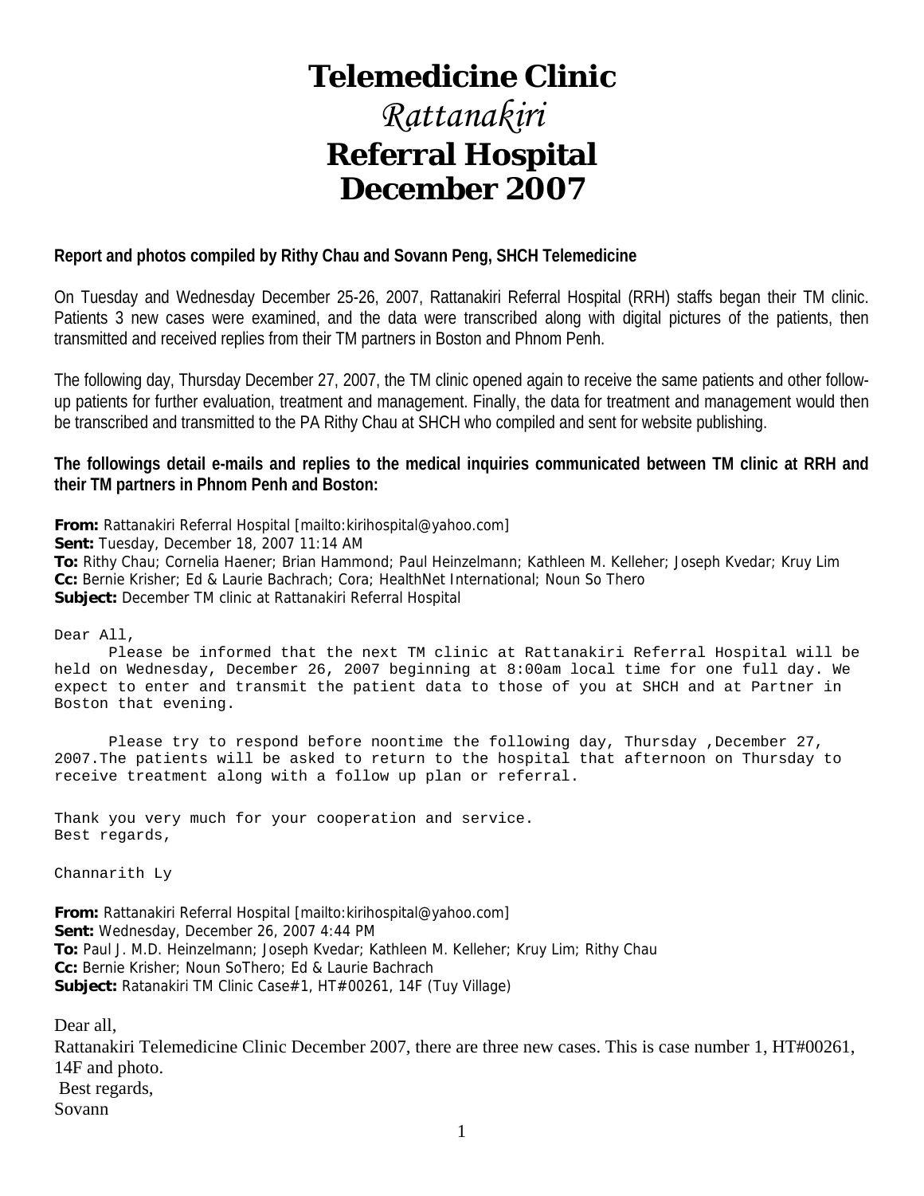# Telemedicine Clinic

# *Rattanakiri*

# Referral Hospital

# December 2007

**Report and photos compiled by Rithy Chau and Sovann Peng, SHCH Telemedicine**

On Tuesday and Wednesday December 25-26, 2007, Rattanakiri Referral Hospital (RRH) staffs began their TM clinic. Patients 3 new cases were examined, and the data were transcribed along with digital pictures of the patients, then transmitted and received replies from their TM partners in Boston and Phnom Penh.

The following day, Thursday December 27, 2007, the TM clinic opened again to receive the same patients and other follow-up patients for further evaluation, treatment and management. Finally, the data for treatment and management would then be transcribed and transmitted to the PA Rithy Chau at SHCH who compiled and sent for website publishing.

**The followings detail e-mails and replies to the medical inquiries communicated between TM clinic at RRH and their TM partners in Phnom Penh and Boston:**

**From:** Rattanakiri Referral Hospital [mailto:kirihospital@yahoo.com]
**Sent:** Tuesday, December 18, 2007 11:14 AM
**To:** Rithy Chau; Cornelia Haener; Brian Hammond; Paul Heinzelmann; Kathleen M. Kelleher; Joseph Kvedar; Kruy Lim
**Cc:** Bernie Krisher; Ed & Laurie Bachrach; Cora; HealthNet International; Noun So Thero
**Subject:** December TM clinic at Rattanakiri Referral Hospital

Dear All,

Please be informed that the next TM clinic at Rattanakiri Referral Hospital will be held on Wednesday, December 26, 2007 beginning at 8:00am local time for one full day. We expect to enter and transmit the patient data to those of you at SHCH and at Partner in Boston that evening.

Please try to respond before noontime the following day, Thursday ,December 27, 2007.The patients will be asked to return to the hospital that afternoon on Thursday to receive treatment along with a follow up plan or referral.

Thank you very much for your cooperation and service.
Best regards,

Channarith Ly

**From:** Rattanakiri Referral Hospital [mailto:kirihospital@yahoo.com]
**Sent:** Wednesday, December 26, 2007 4:44 PM
**To:** Paul J. M.D. Heinzelmann; Joseph Kvedar; Kathleen M. Kelleher; Kruy Lim; Rithy Chau
**Cc:** Bernie Krisher; Noun SoThero; Ed & Laurie Bachrach
**Subject:** Ratanakiri TM Clinic Case#1, HT#00261, 14F (Tuy Village)

Dear all,
Rattanakiri Telemedicine Clinic December 2007, there are three new cases. This is case number 1, HT#00261, 14F and photo.
Best regards,
Sovann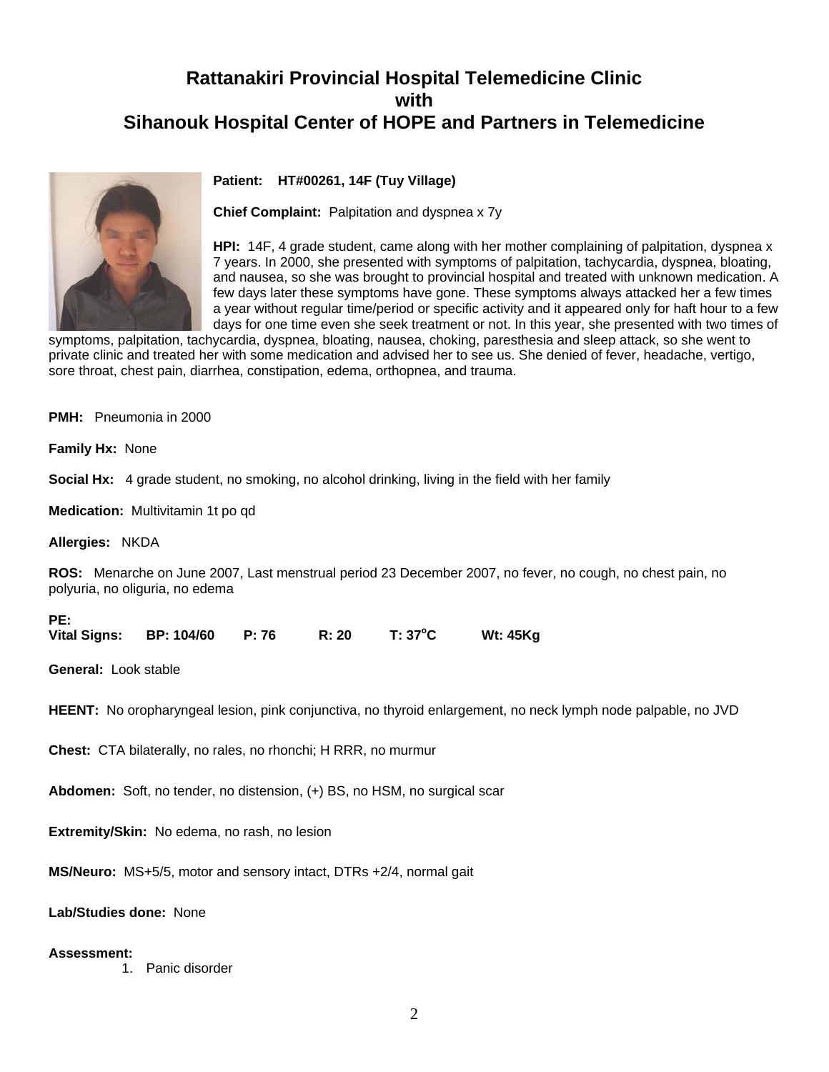# Rattanakiri Provincial Hospital Telemedicine Clinic
# with
# Sihanouk Hospital Center of HOPE and Partners in Telemedicine

**Patient: HT#00261, 14F (Tuy Village)**

**Chief Complaint:** Palpitation and dyspnea x 7y

**HPI:** 14F, 4 grade student, came along with her mother complaining of palpitation, dyspnea x 7 years. In 2000, she presented with symptoms of palpitation, tachycardia, dyspnea, bloating, and nausea, so she was brought to provincial hospital and treated with unknown medication. A few days later these symptoms have gone. These symptoms always attacked her a few times a year without regular time/period or specific activity and it appeared only for haft hour to a few days for one time even she seek treatment or not. In this year, she presented with two times of symptoms, palpitation, tachycardia, dyspnea, bloating, nausea, choking, paresthesia and sleep attack, so she went to private clinic and treated her with some medication and advised her to see us. She denied of fever, headache, vertigo, sore throat, chest pain, diarrhea, constipation, edema, orthopnea, and trauma.

**PMH:** Pneumonia in 2000

**Family Hx:** None

**Social Hx:** 4 grade student, no smoking, no alcohol drinking, living in the field with her family

**Medication:** Multivitamin 1t po qd

**Allergies:** NKDA

**ROS:** Menarche on June 2007, Last menstrual period 23 December 2007, no fever, no cough, no chest pain, no polyuria, no oliguria, no edema

**PE:**
**Vital Signs: BP: 104/60 P: 76 R: 20 T: 37°C Wt: 45Kg**

**General:** Look stable

**HEENT:** No oropharyngeal lesion, pink conjunctiva, no thyroid enlargement, no neck lymph node palpable, no JVD

**Chest:** CTA bilaterally, no rales, no rhonchi; H RRR, no murmur

**Abdomen:** Soft, no tender, no distension, (+) BS, no HSM, no surgical scar

**Extremity/Skin:** No edema, no rash, no lesion

**MS/Neuro:** MS+5/5, motor and sensory intact, DTRs +2/4, normal gait

**Lab/Studies done:** None

**Assessment:**

1. Panic disorder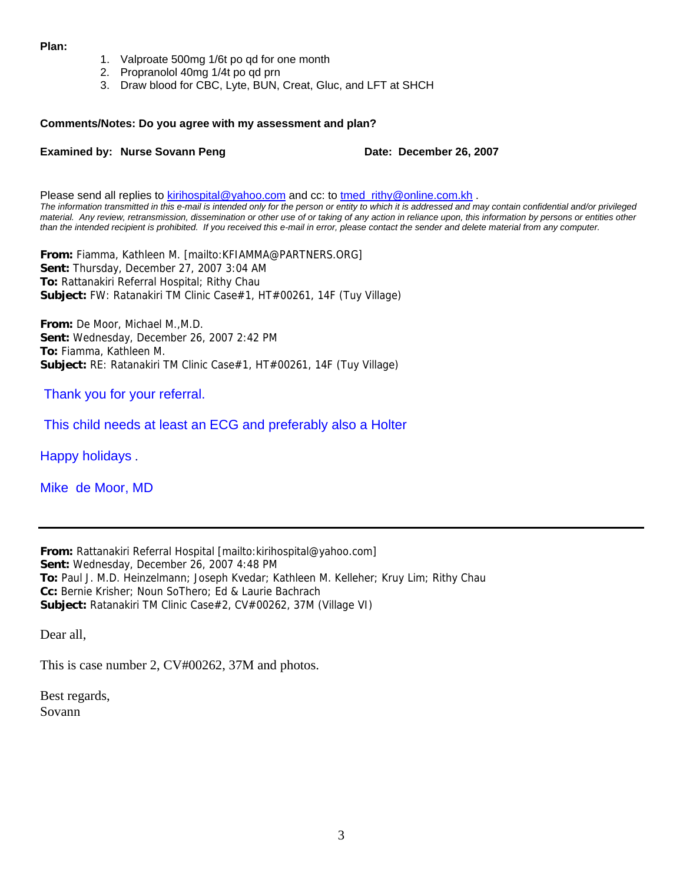**Plan:**

1. Valproate 500mg 1/6t po qd for one month
2. Propranolol 40mg 1/4t po qd prn
3. Draw blood for CBC, Lyte, BUN, Creat, Gluc, and LFT at SHCH

**Comments/Notes: Do you agree with my assessment and plan?**

**Examined by: Nurse Sovann Peng** **Date: December 26, 2007**

Please send all replies to kirihospital@yahoo.com and cc: to tmed_rithy@online.com.kh .

*The information transmitted in this e-mail is intended only for the person or entity to which it is addressed and may contain confidential and/or privileged material. Any review, retransmission, dissemination or other use of or taking of any action in reliance upon, this information by persons or entities other than the intended recipient is prohibited. If you received this e-mail in error, please contact the sender and delete material from any computer.*

**From:** Fiamma, Kathleen M. [mailto:KFIAMMA@PARTNERS.ORG]
**Sent:** Thursday, December 27, 2007 3:04 AM
**To:** Rattanakiri Referral Hospital; Rithy Chau
**Subject:** FW: Ratanakiri TM Clinic Case#1, HT#00261, 14F (Tuy Village)

**From:** De Moor, Michael M.,M.D.
**Sent:** Wednesday, December 26, 2007 2:42 PM
**To:** Fiamma, Kathleen M.
**Subject:** RE: Ratanakiri TM Clinic Case#1, HT#00261, 14F (Tuy Village)

Thank you for your referral.

This child needs at least an ECG and preferably also a Holter

Happy holidays .

Mike de Moor, MD

---

**From:** Rattanakiri Referral Hospital [mailto:kirihospital@yahoo.com]
**Sent:** Wednesday, December 26, 2007 4:48 PM
**To:** Paul J. M.D. Heinzelmann; Joseph Kvedar; Kathleen M. Kelleher; Kruy Lim; Rithy Chau
**Cc:** Bernie Krisher; Noun SoThero; Ed & Laurie Bachrach
**Subject:** Ratanakiri TM Clinic Case#2, CV#00262, 37M (Village VI)

Dear all,

This is case number 2, CV#00262, 37M and photos.

Best regards,
Sovann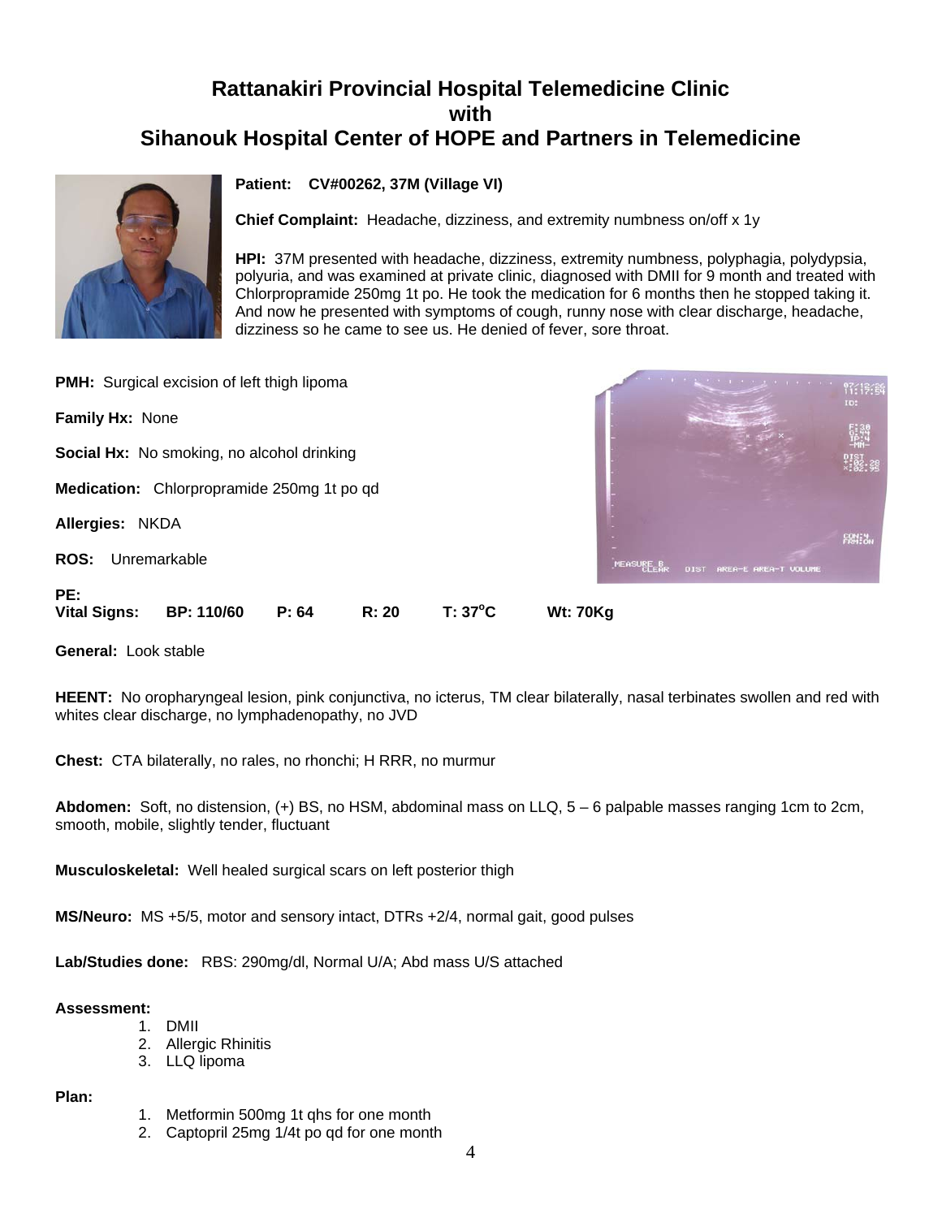# Rattanakiri Provincial Hospital Telemedicine Clinic
# with
# Sihanouk Hospital Center of HOPE and Partners in Telemedicine

**Patient: CV#00262, 37M (Village VI)**

**Chief Complaint:** Headache, dizziness, and extremity numbness on/off x 1y

**HPI:** 37M presented with headache, dizziness, extremity numbness, polyphagia, polydypsia, polyuria, and was examined at private clinic, diagnosed with DMII for 9 month and treated with Chlorpropramide 250mg 1t po. He took the medication for 6 months then he stopped taking it. And now he presented with symptoms of cough, runny nose with clear discharge, headache, dizziness so he came to see us. He denied of fever, sore throat.

**PMH:** Surgical excision of left thigh lipoma

**Family Hx:** None

**Social Hx:** No smoking, no alcohol drinking

**Medication:** Chlorpropramide 250mg 1t po qd

**Allergies:** NKDA

**ROS:** Unremarkable

**PE:**

**Vital Signs: BP: 110/60 P: 64 R: 20 T: 37$^o$C Wt: 70Kg**

**General:** Look stable

**HEENT:** No oropharyngeal lesion, pink conjunctiva, no icterus, TM clear bilaterally, nasal terbinates swollen and red with whites clear discharge, no lymphadenopathy, no JVD

**Chest:** CTA bilaterally, no rales, no rhonchi; H RRR, no murmur

**Abdomen:** Soft, no distension, (+) BS, no HSM, abdominal mass on LLQ, 5 – 6 palpable masses ranging 1cm to 2cm, smooth, mobile, slightly tender, fluctuant

**Musculoskeletal:** Well healed surgical scars on left posterior thigh

**MS/Neuro:** MS +5/5, motor and sensory intact, DTRs +2/4, normal gait, good pulses

**Lab/Studies done:** RBS: 290mg/dl, Normal U/A; Abd mass U/S attached

**Assessment:**

1. DMII
2. Allergic Rhinitis
3. LLQ lipoma

**Plan:**

1. Metformin 500mg 1t qhs for one month
2. Captopril 25mg 1/4t po qd for one month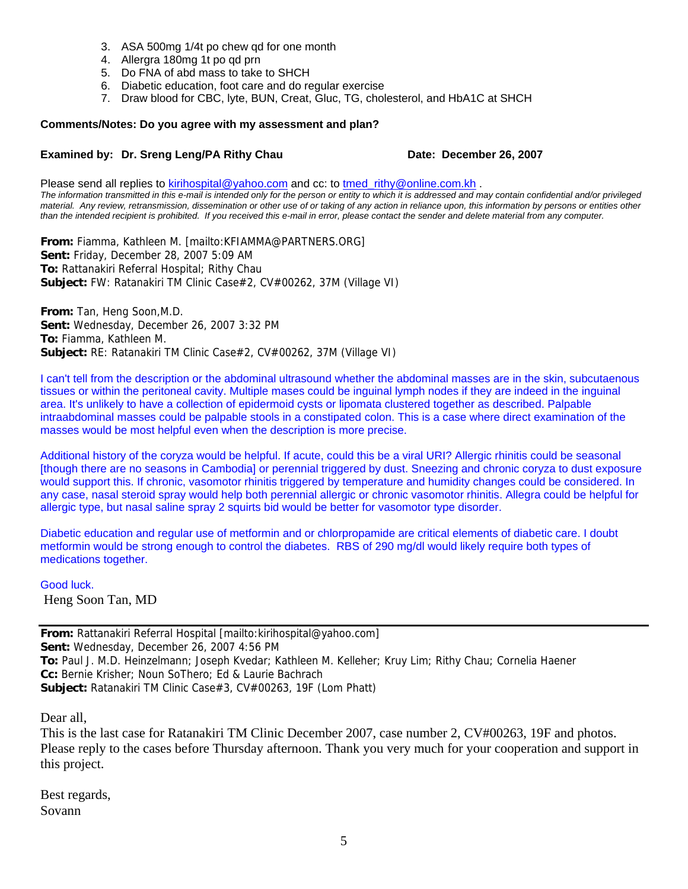3. ASA 500mg 1/4t po chew qd for one month
4. Allergra 180mg 1t po qd prn
5. Do FNA of abd mass to take to SHCH
6. Diabetic education, foot care and do regular exercise
7. Draw blood for CBC, lyte, BUN, Creat, Gluc, TG, cholesterol, and HbA1C at SHCH

**Comments/Notes: Do you agree with my assessment and plan?**

**Examined by: Dr. Sreng Leng/PA Rithy Chau** **Date: December 26, 2007**

Please send all replies to kirihospital@yahoo.com and cc: to tmed_rithy@online.com.kh .

*The information transmitted in this e-mail is intended only for the person or entity to which it is addressed and may contain confidential and/or privileged material. Any review, retransmission, dissemination or other use of or taking of any action in reliance upon, this information by persons or entities other than the intended recipient is prohibited. If you received this e-mail in error, please contact the sender and delete material from any computer.*

**From:** Fiamma, Kathleen M. [mailto:KFIAMMA@PARTNERS.ORG]
**Sent:** Friday, December 28, 2007 5:09 AM
**To:** Rattanakiri Referral Hospital; Rithy Chau
**Subject:** FW: Ratanakiri TM Clinic Case#2, CV#00262, 37M (Village VI)

**From:** Tan, Heng Soon,M.D.
**Sent:** Wednesday, December 26, 2007 3:32 PM
**To:** Fiamma, Kathleen M.
**Subject:** RE: Ratanakiri TM Clinic Case#2, CV#00262, 37M (Village VI)

I can't tell from the description or the abdominal ultrasound whether the abdominal masses are in the skin, subcutaenous tissues or within the peritoneal cavity. Multiple mases could be inguinal lymph nodes if they are indeed in the inguinal area. It's unlikely to have a collection of epidermoid cysts or lipomata clustered together as described. Palpable intraabdominal masses could be palpable stools in a constipated colon. This is a case where direct examination of the masses would be most helpful even when the description is more precise.

Additional history of the coryza would be helpful. If acute, could this be a viral URI? Allergic rhinitis could be seasonal [though there are no seasons in Cambodia] or perennial triggered by dust. Sneezing and chronic coryza to dust exposure would support this. If chronic, vasomotor rhinitis triggered by temperature and humidity changes could be considered. In any case, nasal steroid spray would help both perennial allergic or chronic vasomotor rhinitis. Allegra could be helpful for allergic type, but nasal saline spray 2 squirts bid would be better for vasomotor type disorder.

Diabetic education and regular use of metformin and or chlorpropamide are critical elements of diabetic care. I doubt metformin would be strong enough to control the diabetes. RBS of 290 mg/dl would likely require both types of medications together.

Good luck.
Heng Soon Tan, MD

---

**From:** Rattanakiri Referral Hospital [mailto:kirihospital@yahoo.com]
**Sent:** Wednesday, December 26, 2007 4:56 PM
**To:** Paul J. M.D. Heinzelmann; Joseph Kvedar; Kathleen M. Kelleher; Kruy Lim; Rithy Chau; Cornelia Haener
**Cc:** Bernie Krisher; Noun SoThero; Ed & Laurie Bachrach
**Subject:** Ratanakiri TM Clinic Case#3, CV#00263, 19F (Lom Phatt)

Dear all,

This is the last case for Ratanakiri TM Clinic December 2007, case number 2, CV#00263, 19F and photos. Please reply to the cases before Thursday afternoon. Thank you very much for your cooperation and support in this project.

Best regards,
Sovann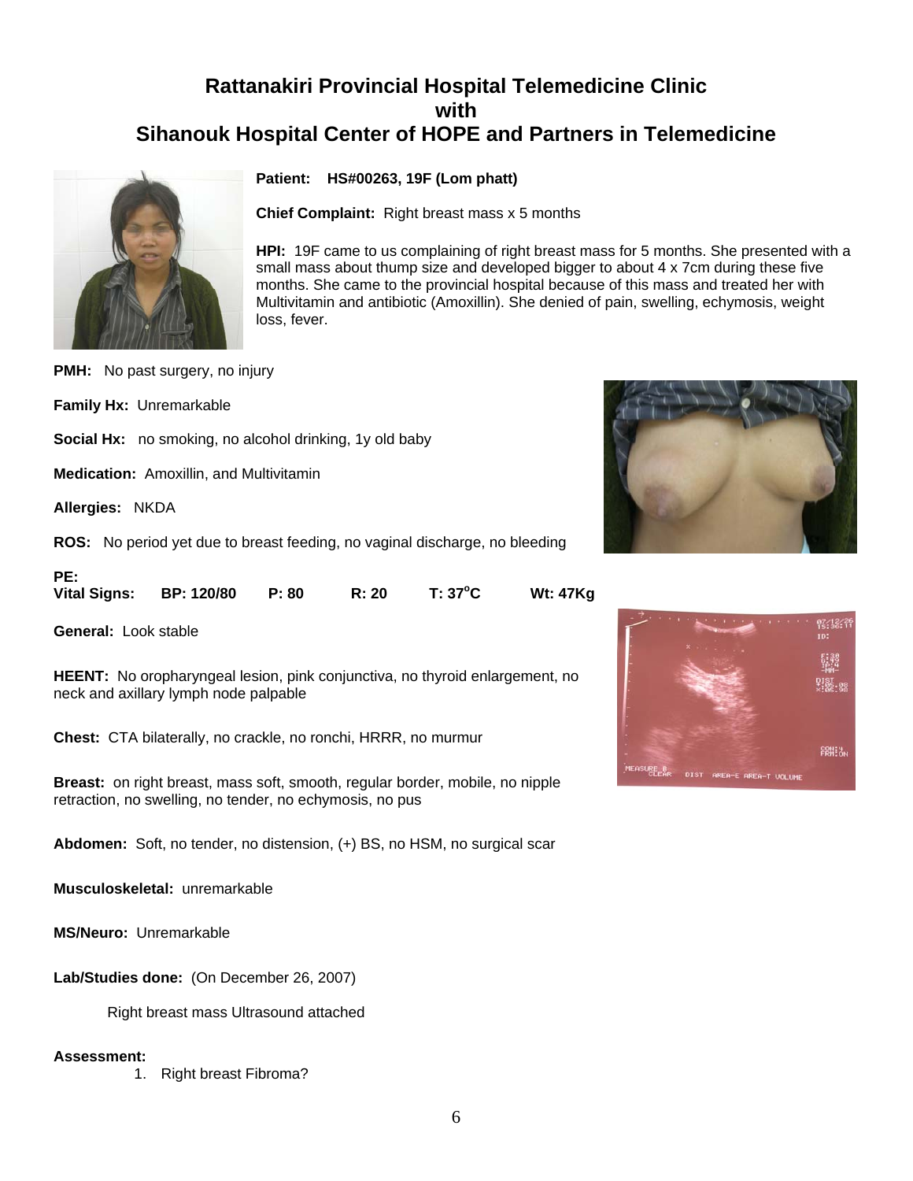## Rattanakiri Provincial Hospital Telemedicine Clinic with Sihanouk Hospital Center of HOPE and Partners in Telemedicine

**Patient:** **HS#00263, 19F (Lom phatt)**

**Chief Complaint:** Right breast mass x 5 months

**HPI:** 19F came to us complaining of right breast mass for 5 months. She presented with a small mass about thump size and developed bigger to about 4 x 7cm during these five months. She came to the provincial hospital because of this mass and treated her with Multivitamin and antibiotic (Amoxillin). She denied of pain, swelling, echymosis, weight loss, fever.

**PMH:** No past surgery, no injury

**Family Hx:** Unremarkable

**Social Hx:** no smoking, no alcohol drinking, 1y old baby

**Medication:** Amoxillin, and Multivitamin

**Allergies:** NKDA

**ROS:** No period yet due to breast feeding, no vaginal discharge, no bleeding

**PE:**
**Vital Signs:** **BP: 120/80** **P: 80** **R: 20** **T: 37°C** **Wt: 47Kg**

**General:** Look stable

**HEENT:** No oropharyngeal lesion, pink conjunctiva, no thyroid enlargement, no neck and axillary lymph node palpable

**Chest:** CTA bilaterally, no crackle, no ronchi, HRRR, no murmur

**Breast:** on right breast, mass soft, smooth, regular border, mobile, no nipple retraction, no swelling, no tender, no echymosis, no pus

**Abdomen:** Soft, no tender, no distension, (+) BS, no HSM, no surgical scar

**Musculoskeletal:** unremarkable

**MS/Neuro:** Unremarkable

**Lab/Studies done:** (On December 26, 2007)

Right breast mass Ultrasound attached

**Assessment:**

1. Right breast Fibroma?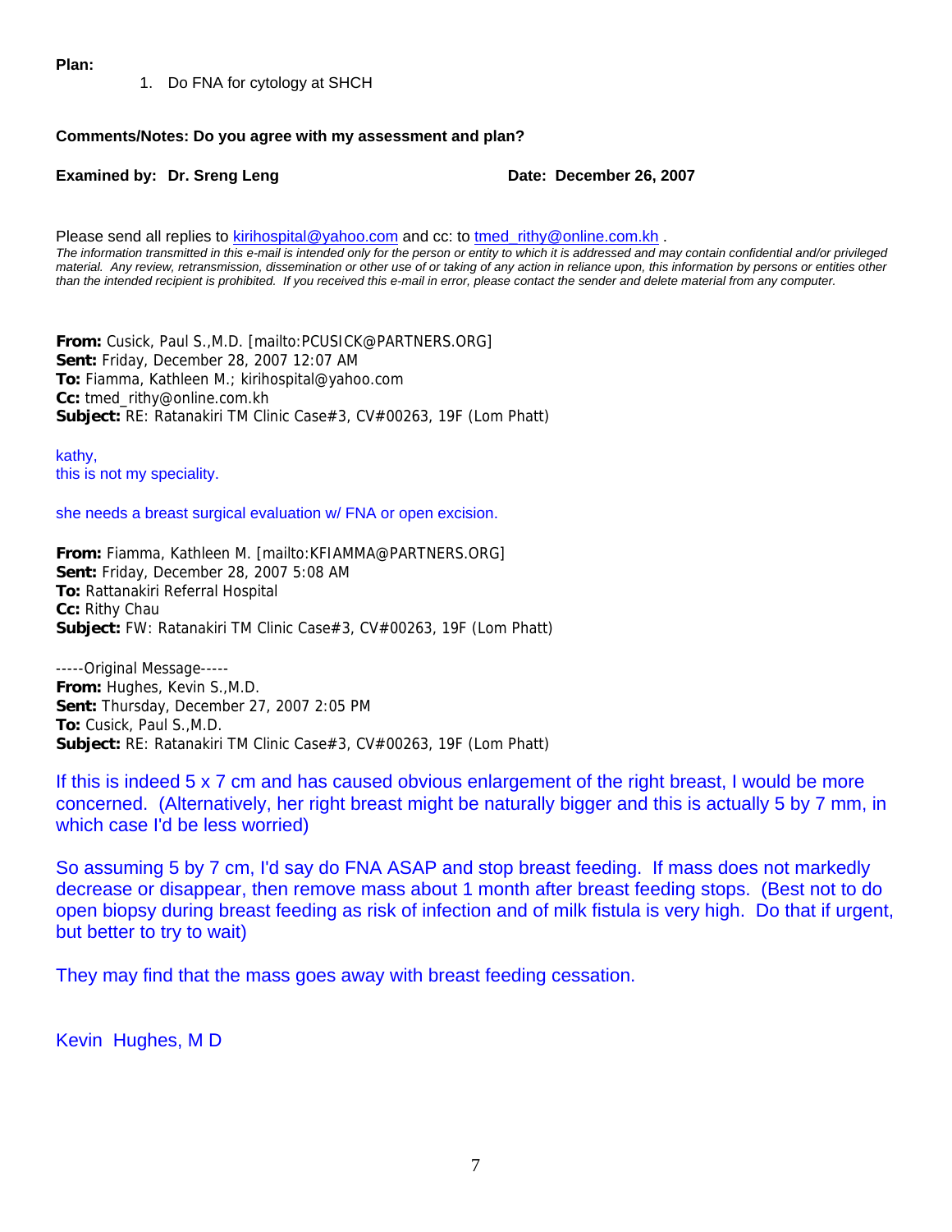**Plan:**

1. Do FNA for cytology at SHCH

**Comments/Notes: Do you agree with my assessment and plan?**

**Examined by: Dr. Sreng Leng** **Date: December 26, 2007**

Please send all replies to kirihospital@yahoo.com and cc: to tmed_rithy@online.com.kh .

*The information transmitted in this e-mail is intended only for the person or entity to which it is addressed and may contain confidential and/or privileged material. Any review, retransmission, dissemination or other use of or taking of any action in reliance upon, this information by persons or entities other than the intended recipient is prohibited. If you received this e-mail in error, please contact the sender and delete material from any computer.*

**From:** Cusick, Paul S.,M.D. [mailto:PCUSICK@PARTNERS.ORG]
**Sent:** Friday, December 28, 2007 12:07 AM
**To:** Fiamma, Kathleen M.; kirihospital@yahoo.com
**Cc:** tmed_rithy@online.com.kh
**Subject:** RE: Ratanakiri TM Clinic Case#3, CV#00263, 19F (Lom Phatt)

kathy,
this is not my speciality.

she needs a breast surgical evaluation w/ FNA or open excision.

**From:** Fiamma, Kathleen M. [mailto:KFIAMMA@PARTNERS.ORG]
**Sent:** Friday, December 28, 2007 5:08 AM
**To:** Rattanakiri Referral Hospital
**Cc:** Rithy Chau
**Subject:** FW: Ratanakiri TM Clinic Case#3, CV#00263, 19F (Lom Phatt)

-----Original Message-----
**From:** Hughes, Kevin S.,M.D.
**Sent:** Thursday, December 27, 2007 2:05 PM
**To:** Cusick, Paul S.,M.D.
**Subject:** RE: Ratanakiri TM Clinic Case#3, CV#00263, 19F (Lom Phatt)

If this is indeed 5 x 7 cm and has caused obvious enlargement of the right breast, I would be more concerned. (Alternatively, her right breast might be naturally bigger and this is actually 5 by 7 mm, in which case I'd be less worried)

So assuming 5 by 7 cm, I'd say do FNA ASAP and stop breast feeding. If mass does not markedly decrease or disappear, then remove mass about 1 month after breast feeding stops. (Best not to do open biopsy during breast feeding as risk of infection and of milk fistula is very high. Do that if urgent, but better to try to wait)

They may find that the mass goes away with breast feeding cessation.

Kevin Hughes, M D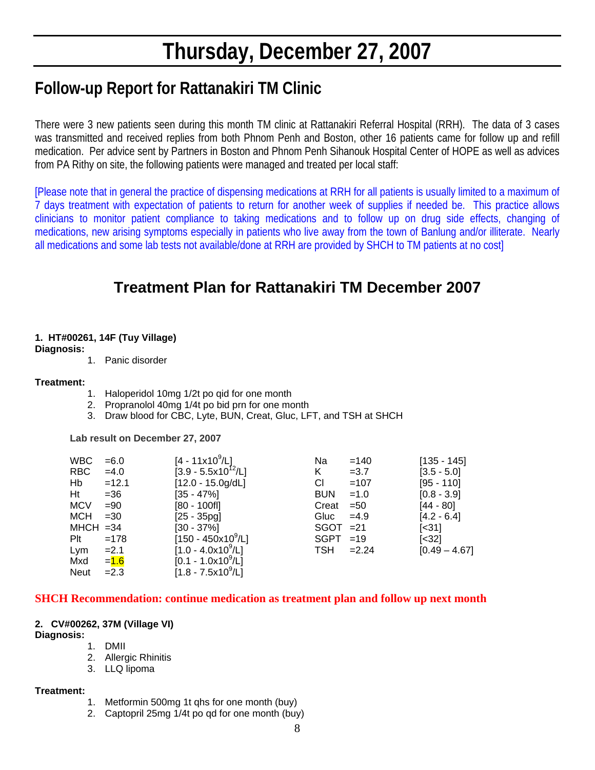# Thursday, December 27, 2007

## Follow-up Report for Rattanakiri TM Clinic

There were 3 new patients seen during this month TM clinic at Rattanakiri Referral Hospital (RRH). The data of 3 cases was transmitted and received replies from both Phnom Penh and Boston, other 16 patients came for follow up and refill medication. Per advice sent by Partners in Boston and Phnom Penh Sihanouk Hospital Center of HOPE as well as advices from PA Rithy on site, the following patients were managed and treated per local staff:

[Please note that in general the practice of dispensing medications at RRH for all patients is usually limited to a maximum of 7 days treatment with expectation of patients to return for another week of supplies if needed be. This practice allows clinicians to monitor patient compliance to taking medications and to follow up on drug side effects, changing of medications, new arising symptoms especially in patients who live away from the town of Banlung and/or illiterate. Nearly all medications and some lab tests not available/done at RRH are provided by SHCH to TM patients at no cost]

## Treatment Plan for Rattanakiri TM December 2007

**1. HT#00261, 14F (Tuy Village)**

**Diagnosis:**

1. Panic disorder

**Treatment:**

1. Haloperidol 10mg 1/2t po qid for one month
2. Propranolol 40mg 1/4t po bid prn for one month
3. Draw blood for CBC, Lyte, BUN, Creat, Gluc, LFT, and TSH at SHCH

**Lab result on December 27, 2007**

| Test | Result | Reference | Test | Result | Reference |
|---|---|---|---|---|---|
| WBC | =6.0 | [4 - 11x$10^9$/L] | Na | =140 | [135 - 145] |
| RBC | =4.0 | [3.9 - 5.5x$10^{12}$/L] | K | =3.7 | [3.5 - 5.0] |
| Hb | =12.1 | [12.0 - 15.0g/dL] | Cl | =107 | [95 - 110] |
| Ht | =36 | [35 - 47%] | BUN | =1.0 | [0.8 - 3.9] |
| MCV | =90 | [80 - 100fl] | Creat | =50 | [44 - 80] |
| MCH | =30 | [25 - 35pg] | Gluc | =4.9 | [4.2 - 6.4] |
| MHCH | =34 | [30 - 37%] | SGOT | =21 | [<31] |
| Plt | =178 | [150 - 450x$10^9$/L] | SGPT | =19 | [<32] |
| Lym | =2.1 | [1.0 - 4.0x$10^9$/L] | TSH | =2.24 | [0.49 – 4.67] |
| Mxd | =1.6 | [0.1 - 1.0x$10^9$/L] | | | |
| Neut | =2.3 | [1.8 - 7.5x$10^9$/L] | | | |

**SHCH Recommendation: continue medication as treatment plan and follow up next month**

**2. CV#00262, 37M (Village VI)**

**Diagnosis:**

1. DMII
2. Allergic Rhinitis
3. LLQ lipoma

**Treatment:**

1. Metformin 500mg 1t qhs for one month (buy)
2. Captopril 25mg 1/4t po qd for one month (buy)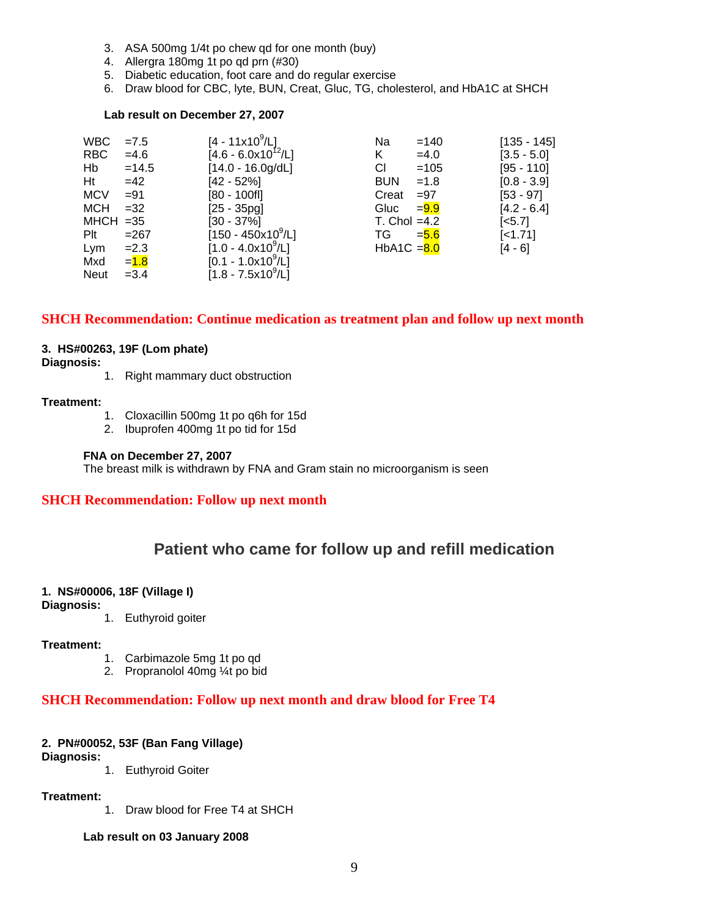3. ASA 500mg 1/4t po chew qd for one month (buy)
4. Allergra 180mg 1t po qd prn (#30)
5. Diabetic education, foot care and do regular exercise
6. Draw blood for CBC, lyte, BUN, Creat, Gluc, TG, cholesterol, and HbA1C at SHCH

**Lab result on December 27, 2007**

| Test | Result | Reference | Test | Result | Reference |
|---|---|---|---|---|---|
| WBC | =7.5 | [4 - 11x$10^9$/L] | Na | =140 | [135 - 145] |
| RBC | =4.6 | [4.6 - 6.0x$10^{12}$/L] | K | =4.0 | [3.5 - 5.0] |
| Hb | =14.5 | [14.0 - 16.0g/dL] | Cl | =105 | [95 - 110] |
| Ht | =42 | [42 - 52%] | BUN | =1.8 | [0.8 - 3.9] |
| MCV | =91 | [80 - 100fl] | Creat | =97 | [53 - 97] |
| MCH | =32 | [25 - 35pg] | Gluc | =9.9 | [4.2 - 6.4] |
| MHCH | =35 | [30 - 37%] | T. Chol | =4.2 | [<5.7] |
| Plt | =267 | [150 - 450x$10^9$/L] | TG | =5.6 | [<1.71] |
| Lym | =2.3 | [1.0 - 4.0x$10^9$/L] | HbA1C | =8.0 | [4 - 6] |
| Mxd | =1.8 | [0.1 - 1.0x$10^9$/L] | | | |
| Neut | =3.4 | [1.8 - 7.5x$10^9$/L] | | | |

**SHCH Recommendation: Continue medication as treatment plan and follow up next month**

**3. HS#00263, 19F (Lom phate)**

**Diagnosis:**

1. Right mammary duct obstruction

**Treatment:**

1. Cloxacillin 500mg 1t po q6h for 15d
2. Ibuprofen 400mg 1t po tid for 15d

**FNA on December 27, 2007**

The breast milk is withdrawn by FNA and Gram stain no microorganism is seen

**SHCH Recommendation: Follow up next month**

## Patient who came for follow up and refill medication

**1. NS#00006, 18F (Village I)**

**Diagnosis:**

1. Euthyroid goiter

**Treatment:**

1. Carbimazole 5mg 1t po qd
2. Propranolol 40mg ¼t po bid

**SHCH Recommendation: Follow up next month and draw blood for Free T4**

**2. PN#00052, 53F (Ban Fang Village)**

**Diagnosis:**

1. Euthyroid Goiter

**Treatment:**

1. Draw blood for Free T4 at SHCH

**Lab result on 03 January 2008**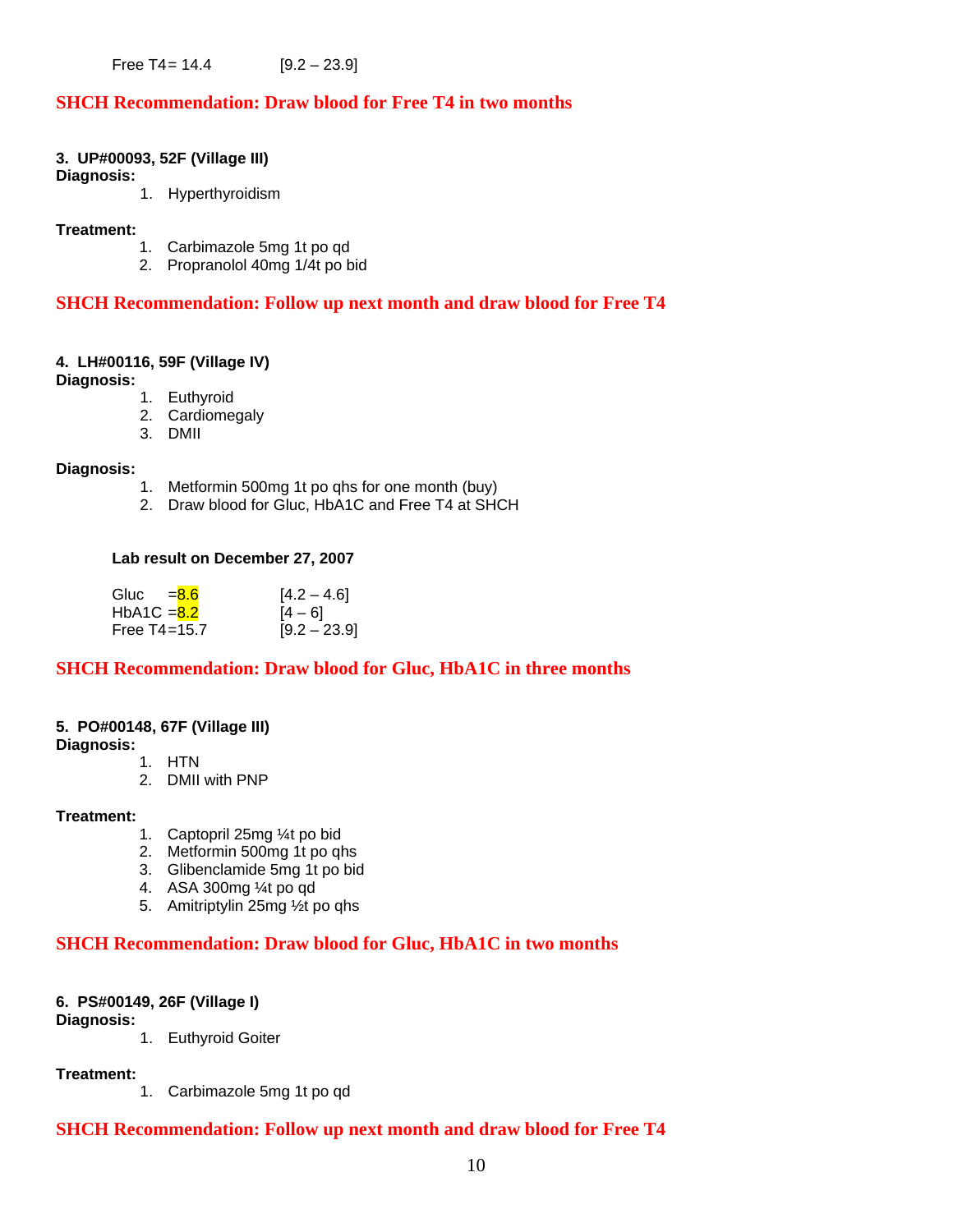Free T4 = 14.4 [9.2 – 23.9]

**SHCH Recommendation: Draw blood for Free T4 in two months**

**3. UP#00093, 52F (Village III)**

**Diagnosis:**

1. Hyperthyroidism

**Treatment:**

1. Carbimazole 5mg 1t po qd
2. Propranolol 40mg 1/4t po bid

**SHCH Recommendation: Follow up next month and draw blood for Free T4**

**4. LH#00116, 59F (Village IV)**

**Diagnosis:**

1. Euthyroid
2. Cardiomegaly
3. DMII

**Diagnosis:**

1. Metformin 500mg 1t po qhs for one month (buy)
2. Draw blood for Gluc, HbA1C and Free T4 at SHCH

**Lab result on December 27, 2007**

| Test | Result | Normal range |
|---|---|---|
| Gluc | 8.6 | [4.2 – 4.6] |
| HbA1C | 8.2 | [4 – 6] |
| Free T4 | 15.7 | [9.2 – 23.9] |

**SHCH Recommendation: Draw blood for Gluc, HbA1C in three months**

**5. PO#00148, 67F (Village III)**

**Diagnosis:**

1. HTN
2. DMII with PNP

**Treatment:**

1. Captopril 25mg ¼t po bid
2. Metformin 500mg 1t po qhs
3. Glibenclamide 5mg 1t po bid
4. ASA 300mg ¼t po qd
5. Amitriptylin 25mg ½t po qhs

**SHCH Recommendation: Draw blood for Gluc, HbA1C in two months**

**6. PS#00149, 26F (Village I)**

**Diagnosis:**

1. Euthyroid Goiter

**Treatment:**

1. Carbimazole 5mg 1t po qd

**SHCH Recommendation: Follow up next month and draw blood for Free T4**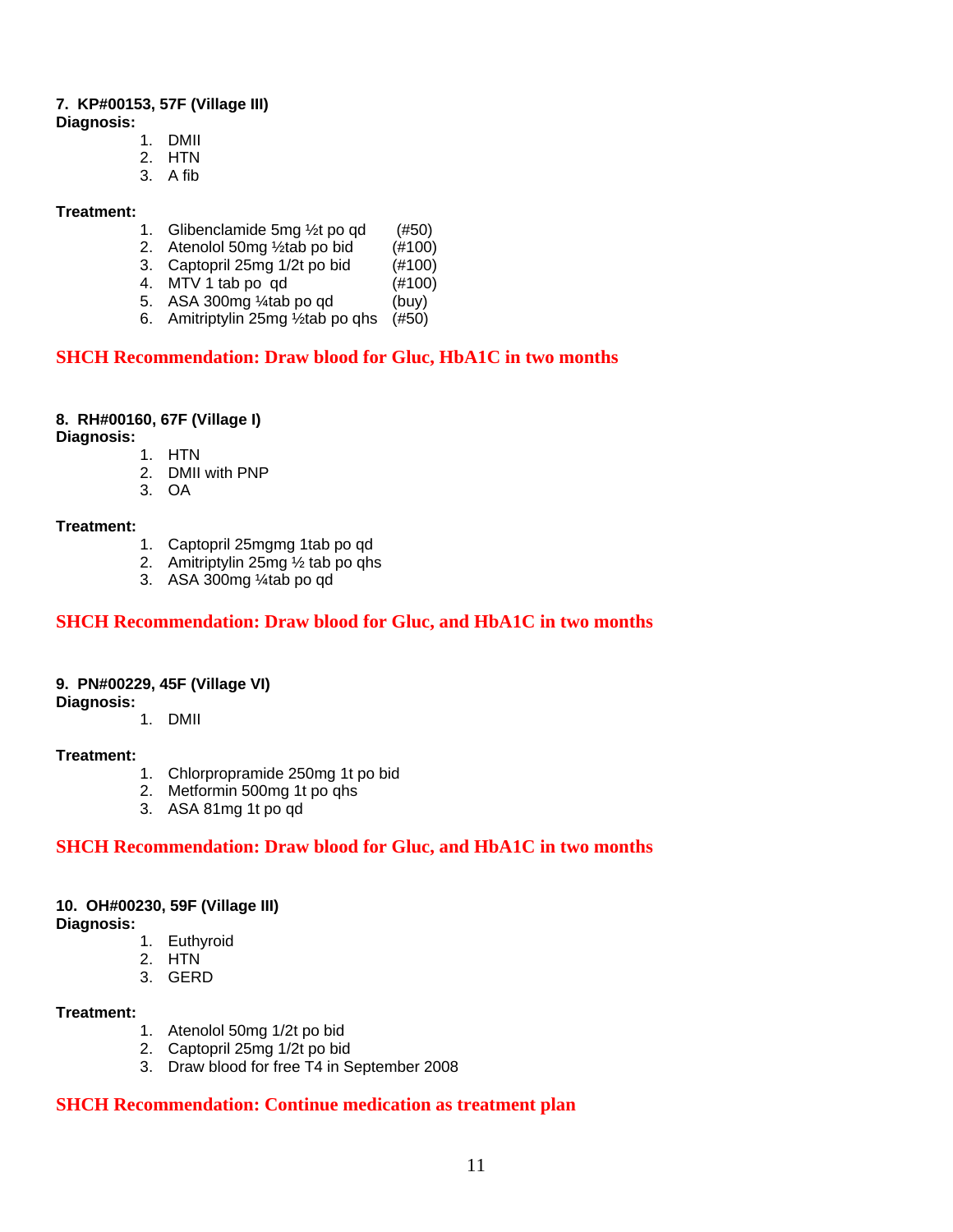**7. KP#00153, 57F (Village III)**
**Diagnosis:**

1. DMII
2. HTN
3. A fib

**Treatment:**

1. Glibenclamide 5mg ½t po qd (#50)
2. Atenolol 50mg ½tab po bid (#100)
3. Captopril 25mg 1/2t po bid (#100)
4. MTV 1 tab po qd (#100)
5. ASA 300mg ¼tab po qd (buy)
6. Amitriptylin 25mg ½tab po qhs (#50)

**SHCH Recommendation: Draw blood for Gluc, HbA1C in two months**

**8. RH#00160, 67F (Village I)**
**Diagnosis:**

1. HTN
2. DMII with PNP
3. OA

**Treatment:**

1. Captopril 25mgmg 1tab po qd
2. Amitriptylin 25mg ½ tab po qhs
3. ASA 300mg ¼tab po qd

**SHCH Recommendation: Draw blood for Gluc, and HbA1C in two months**

**9. PN#00229, 45F (Village VI)**
**Diagnosis:**

1. DMII

**Treatment:**

1. Chlorpropramide 250mg 1t po bid
2. Metformin 500mg 1t po qhs
3. ASA 81mg 1t po qd

**SHCH Recommendation: Draw blood for Gluc, and HbA1C in two months**

**10. OH#00230, 59F (Village III)**
**Diagnosis:**

1. Euthyroid
2. HTN
3. GERD

**Treatment:**

1. Atenolol 50mg 1/2t po bid
2. Captopril 25mg 1/2t po bid
3. Draw blood for free T4 in September 2008

**SHCH Recommendation: Continue medication as treatment plan**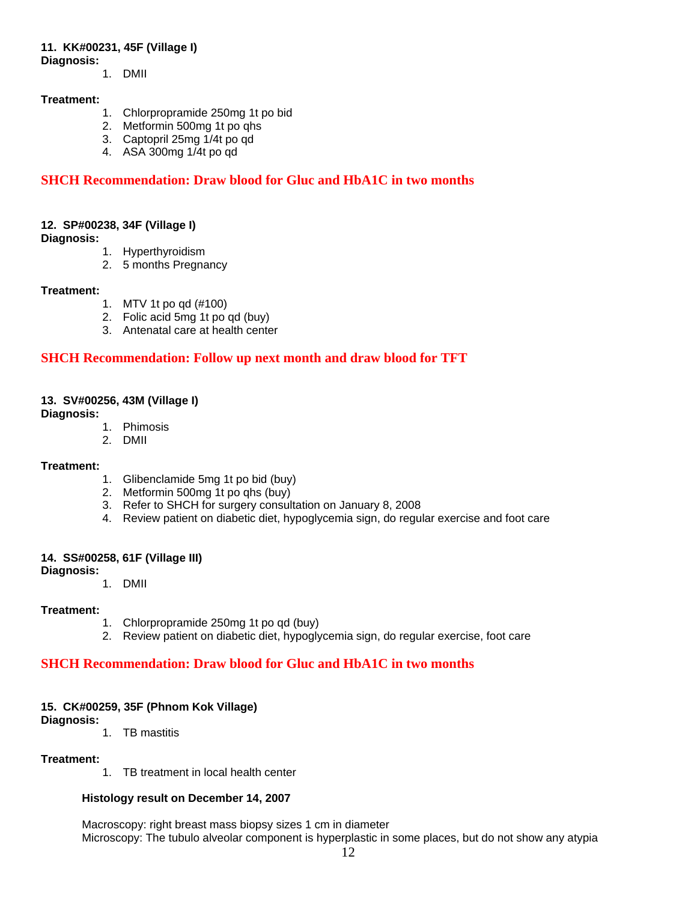**11. KK#00231, 45F (Village I)**
**Diagnosis:**

1. DMII

**Treatment:**

1. Chlorpropramide 250mg 1t po bid
2. Metformin 500mg 1t po qhs
3. Captopril 25mg 1/4t po qd
4. ASA 300mg 1/4t po qd

**SHCH Recommendation: Draw blood for Gluc and HbA1C in two months**

**12. SP#00238, 34F (Village I)**
**Diagnosis:**

1. Hyperthyroidism
2. 5 months Pregnancy

**Treatment:**

1. MTV 1t po qd (#100)
2. Folic acid 5mg 1t po qd (buy)
3. Antenatal care at health center

**SHCH Recommendation: Follow up next month and draw blood for TFT**

**13. SV#00256, 43M (Village I)**
**Diagnosis:**

1. Phimosis
2. DMII

**Treatment:**

1. Glibenclamide 5mg 1t po bid (buy)
2. Metformin 500mg 1t po qhs (buy)
3. Refer to SHCH for surgery consultation on January 8, 2008
4. Review patient on diabetic diet, hypoglycemia sign, do regular exercise and foot care

**14. SS#00258, 61F (Village III)**
**Diagnosis:**

1. DMII

**Treatment:**

1. Chlorpropramide 250mg 1t po qd (buy)
2. Review patient on diabetic diet, hypoglycemia sign, do regular exercise, foot care

**SHCH Recommendation: Draw blood for Gluc and HbA1C in two months**

**15. CK#00259, 35F (Phnom Kok Village)**
**Diagnosis:**

1. TB mastitis

**Treatment:**

1. TB treatment in local health center

**Histology result on December 14, 2007**

Macroscopy: right breast mass biopsy sizes 1 cm in diameter
Microscopy: The tubulo alveolar component is hyperplastic in some places, but do not show any atypia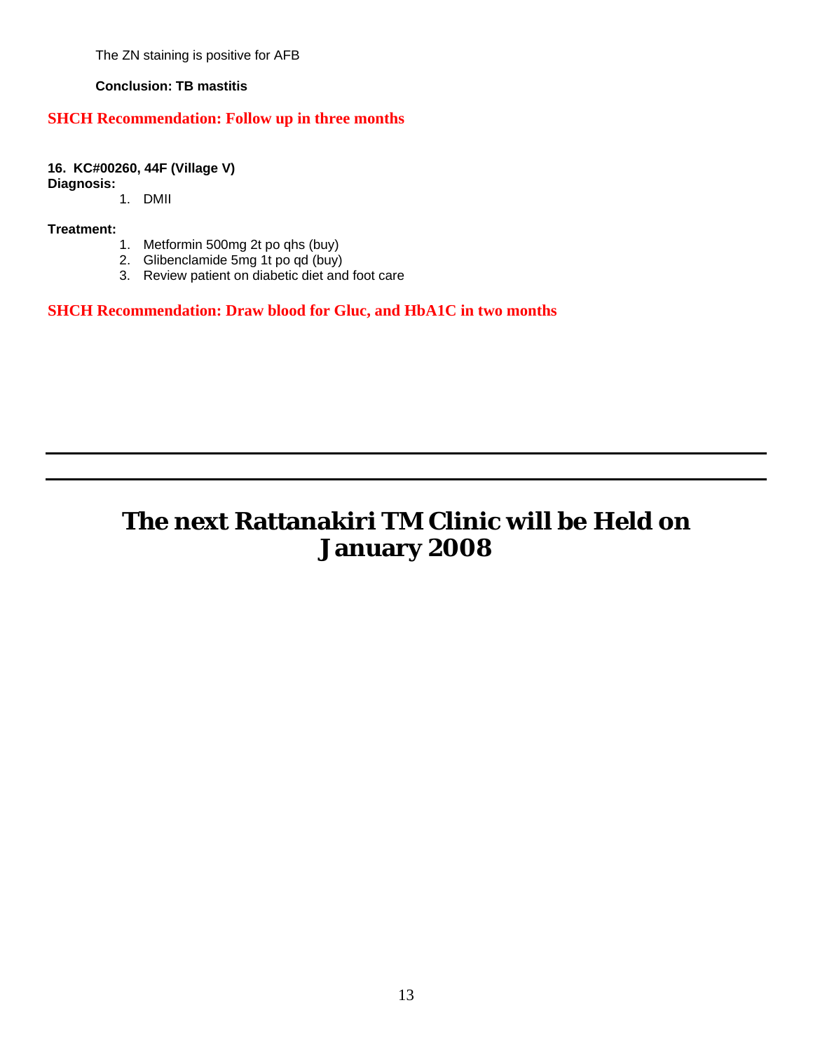The ZN staining is positive for AFB

**Conclusion: TB mastitis**

**SHCH Recommendation: Follow up in three months**

**16. KC#00260, 44F (Village V)**

**Diagnosis:**

1. DMII

**Treatment:**

1. Metformin 500mg 2t po qhs (buy)
2. Glibenclamide 5mg 1t po qd (buy)
3. Review patient on diabetic diet and foot care

**SHCH Recommendation: Draw blood for Gluc, and HbA1C in two months**

---

---

# The next Rattanakiri TM Clinic will be Held on January 2008